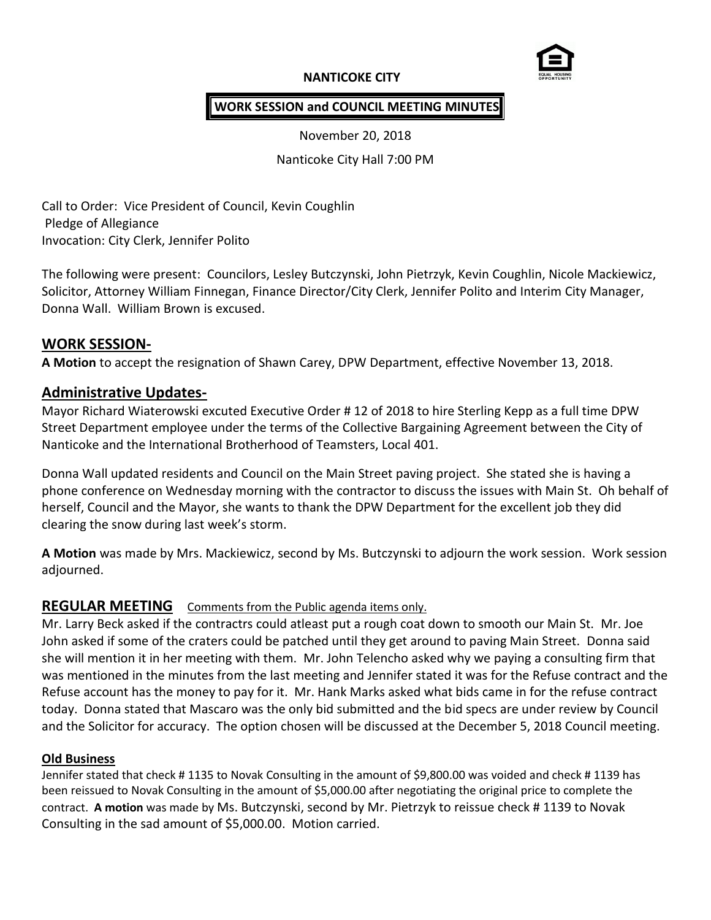**NANTICOKE CITY**

**WORK SESSION and COUNCIL MEETING MINUTES**

November 20, 2018

Nanticoke City Hall 7:00 PM

Call to Order: Vice President of Council, Kevin Coughlin
Pledge of Allegiance
Invocation: City Clerk, Jennifer Polito

The following were present: Councilors, Lesley Butczynski, John Pietrzyk, Kevin Coughlin, Nicole Mackiewicz, Solicitor, Attorney William Finnegan, Finance Director/City Clerk, Jennifer Polito and Interim City Manager, Donna Wall. William Brown is excused.

## WORK SESSION-

**A Motion** to accept the resignation of Shawn Carey, DPW Department, effective November 13, 2018.

## Administrative Updates-

Mayor Richard Wiaterowski excuted Executive Order # 12 of 2018 to hire Sterling Kepp as a full time DPW Street Department employee under the terms of the Collective Bargaining Agreement between the City of Nanticoke and the International Brotherhood of Teamsters, Local 401.

Donna Wall updated residents and Council on the Main Street paving project. She stated she is having a phone conference on Wednesday morning with the contractor to discuss the issues with Main St. Oh behalf of herself, Council and the Mayor, she wants to thank the DPW Department for the excellent job they did clearing the snow during last week's storm.

**A Motion** was made by Mrs. Mackiewicz, second by Ms. Butczynski to adjourn the work session. Work session adjourned.

## REGULAR MEETING   Comments from the Public agenda items only.

Mr. Larry Beck asked if the contractrs could atleast put a rough coat down to smooth our Main St. Mr. Joe John asked if some of the craters could be patched until they get around to paving Main Street. Donna said she will mention it in her meeting with them. Mr. John Telencho asked why we paying a consulting firm that was mentioned in the minutes from the last meeting and Jennifer stated it was for the Refuse contract and the Refuse account has the money to pay for it. Mr. Hank Marks asked what bids came in for the refuse contract today. Donna stated that Mascaro was the only bid submitted and the bid specs are under review by Council and the Solicitor for accuracy. The option chosen will be discussed at the December 5, 2018 Council meeting.

### Old Business

Jennifer stated that check # 1135 to Novak Consulting in the amount of $9,800.00 was voided and check # 1139 has been reissued to Novak Consulting in the amount of $5,000.00 after negotiating the original price to complete the contract. **A motion** was made by Ms. Butczynski, second by Mr. Pietrzyk to reissue check # 1139 to Novak Consulting in the sad amount of $5,000.00. Motion carried.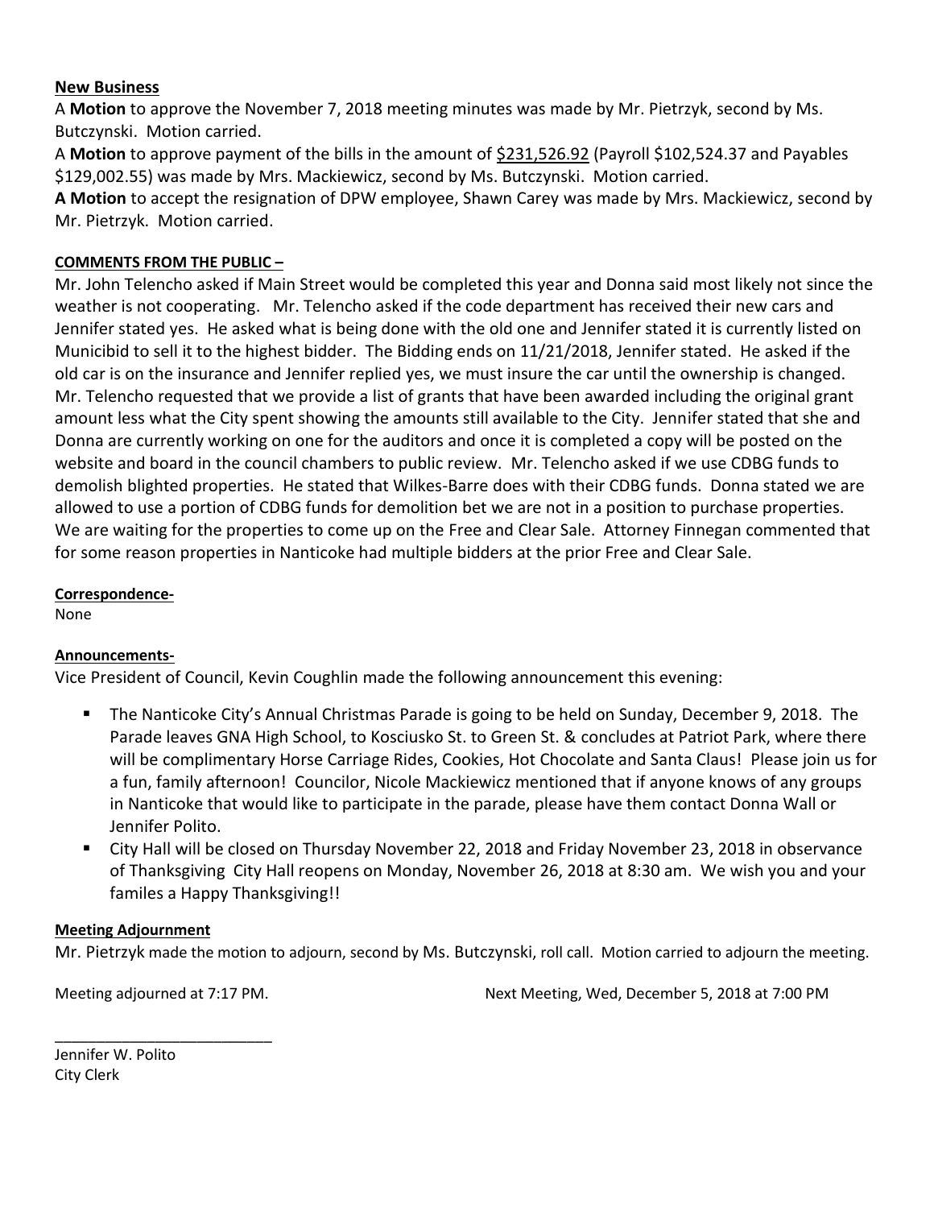**New Business**

A **Motion** to approve the November 7, 2018 meeting minutes was made by Mr. Pietrzyk, second by Ms. Butczynski. Motion carried.

A **Motion** to approve payment of the bills in the amount of $231,526.92 (Payroll $102,524.37 and Payables $129,002.55) was made by Mrs. Mackiewicz, second by Ms. Butczynski. Motion carried.

**A Motion** to accept the resignation of DPW employee, Shawn Carey was made by Mrs. Mackiewicz, second by Mr. Pietrzyk. Motion carried.

**COMMENTS FROM THE PUBLIC –**

Mr. John Telencho asked if Main Street would be completed this year and Donna said most likely not since the weather is not cooperating. Mr. Telencho asked if the code department has received their new cars and Jennifer stated yes. He asked what is being done with the old one and Jennifer stated it is currently listed on Municibid to sell it to the highest bidder. The Bidding ends on 11/21/2018, Jennifer stated. He asked if the old car is on the insurance and Jennifer replied yes, we must insure the car until the ownership is changed. Mr. Telencho requested that we provide a list of grants that have been awarded including the original grant amount less what the City spent showing the amounts still available to the City. Jennifer stated that she and Donna are currently working on one for the auditors and once it is completed a copy will be posted on the website and board in the council chambers to public review. Mr. Telencho asked if we use CDBG funds to demolish blighted properties. He stated that Wilkes-Barre does with their CDBG funds. Donna stated we are allowed to use a portion of CDBG funds for demolition bet we are not in a position to purchase properties. We are waiting for the properties to come up on the Free and Clear Sale. Attorney Finnegan commented that for some reason properties in Nanticoke had multiple bidders at the prior Free and Clear Sale.

**Correspondence-**

None

**Announcements-**

Vice President of Council, Kevin Coughlin made the following announcement this evening:

- The Nanticoke City's Annual Christmas Parade is going to be held on Sunday, December 9, 2018. The Parade leaves GNA High School, to Kosciusko St. to Green St. & concludes at Patriot Park, where there will be complimentary Horse Carriage Rides, Cookies, Hot Chocolate and Santa Claus! Please join us for a fun, family afternoon! Councilor, Nicole Mackiewicz mentioned that if anyone knows of any groups in Nanticoke that would like to participate in the parade, please have them contact Donna Wall or Jennifer Polito.
- City Hall will be closed on Thursday November 22, 2018 and Friday November 23, 2018 in observance of Thanksgiving City Hall reopens on Monday, November 26, 2018 at 8:30 am. We wish you and your familes a Happy Thanksgiving!!

**Meeting Adjournment**

Mr. Pietrzyk made the motion to adjourn, second by Ms. Butczynski, roll call. Motion carried to adjourn the meeting.

Meeting adjourned at 7:17 PM. Next Meeting, Wed, December 5, 2018 at 7:00 PM

\_\_\_\_\_\_\_\_\_\_\_\_\_\_\_\_\_\_\_\_\_\_\_\_\_\_

Jennifer W. Polito
City Clerk